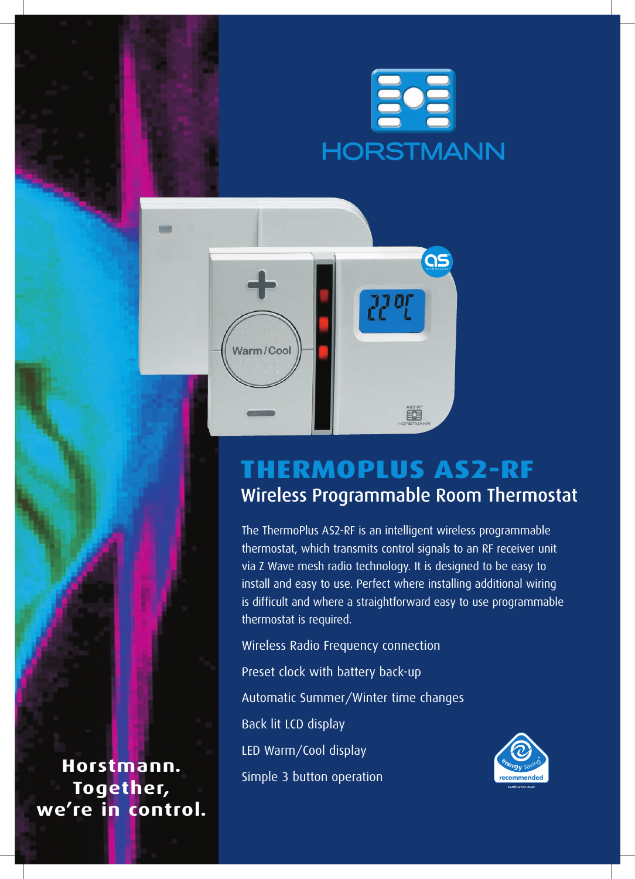HORSTMANN

# THERMOPLUS AS2-RF

## Wireless Programmable Room Thermostat

The ThermoPlus AS2-RF is an intelligent wireless programmable thermostat, which transmits control signals to an RF receiver unit via Z Wave mesh radio technology. It is designed to be easy to install and easy to use. Perfect where installing additional wiring is difficult and where a straightforward easy to use programmable thermostat is required.

Wireless Radio Frequency connection

Preset clock with battery back-up

Automatic Summer/Winter time changes

Back lit LCD display

LED Warm/Cool display

Simple 3 button operation

energy saving recommended

Certification mark

**Horstmann. Together, we're in control.**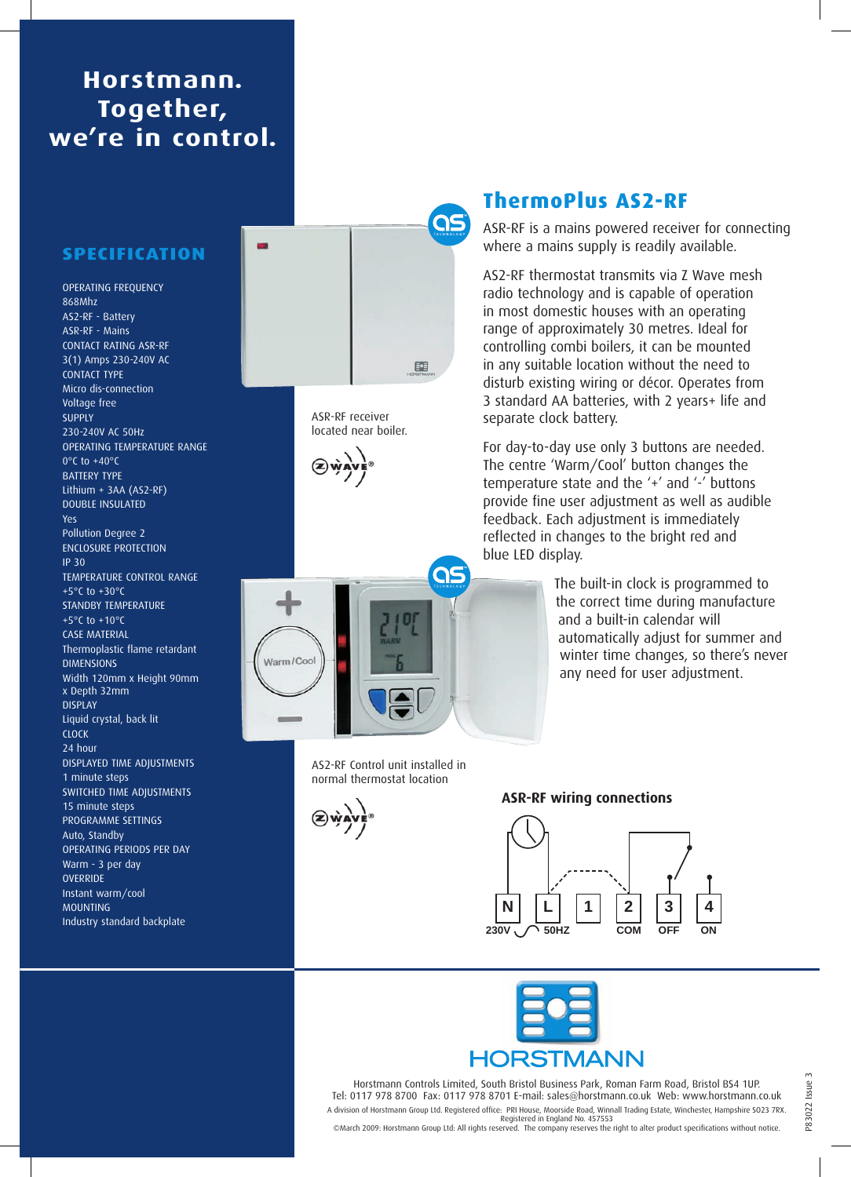# Horstmann. Together, we're in control.

## SPECIFICATION

OPERATING FREQUENCY
868Mhz
AS2-RF - Battery
ASR-RF - Mains

CONTACT RATING ASR-RF
3(1) Amps 230-240V AC

CONTACT TYPE
Micro dis-connection
Voltage free

SUPPLY
230-240V AC 50Hz

OPERATING TEMPERATURE RANGE
0°C to +40°C

BATTERY TYPE
Lithium + 3AA (AS2-RF)

DOUBLE INSULATED
Yes
Pollution Degree 2

ENCLOSURE PROTECTION
IP 30

TEMPERATURE CONTROL RANGE
+5°C to +30°C

STANDBY TEMPERATURE
+5°C to +10°C

CASE MATERIAL
Thermoplastic flame retardant

DIMENSIONS
Width 120mm x Height 90mm x Depth 32mm

DISPLAY
Liquid crystal, back lit

CLOCK
24 hour

DISPLAYED TIME ADJUSTMENTS
1 minute steps

SWITCHED TIME ADJUSTMENTS
15 minute steps

PROGRAMME SETTINGS
Auto, Standby

OPERATING PERIODS PER DAY
Warm - 3 per day

OVERRIDE
Instant warm/cool

MOUNTING
Industry standard backplate

ASR-RF receiver located near boiler.

AS2-RF Control unit installed in normal thermostat location

## ThermoPlus AS2-RF

ASR-RF is a mains powered receiver for connecting where a mains supply is readily available.

AS2-RF thermostat transmits via Z Wave mesh radio technology and is capable of operation in most domestic houses with an operating range of approximately 30 metres. Ideal for controlling combi boilers, it can be mounted in any suitable location without the need to disturb existing wiring or décor. Operates from 3 standard AA batteries, with 2 years+ life and separate clock battery.

For day-to-day use only 3 buttons are needed. The centre 'Warm/Cool' button changes the temperature state and the '+' and '-' buttons provide fine user adjustment as well as audible feedback. Each adjustment is immediately reflected in changes to the bright red and blue LED display.

The built-in clock is programmed to the correct time during manufacture and a built-in calendar will automatically adjust for summer and winter time changes, so there's never any need for user adjustment.

### ASR-RF wiring connections

N L 1 2 3 4

230V 50HZ COM OFF ON

HORSTMANN

Horstmann Controls Limited, South Bristol Business Park, Roman Farm Road, Bristol BS4 1UP.
Tel: 0117 978 8700 Fax: 0117 978 8701 E-mail: sales@horstmann.co.uk Web: www.horstmann.co.uk

A division of Horstmann Group Ltd. Registered office: PRI House, Moorside Road, Winnall Trading Estate, Winchester, Hampshire SO23 7RX. Registered in England No. 457553

©March 2009: Horstmann Group Ltd: All rights reserved. The company reserves the right to alter product specifications without notice.

P83022 Issue 3